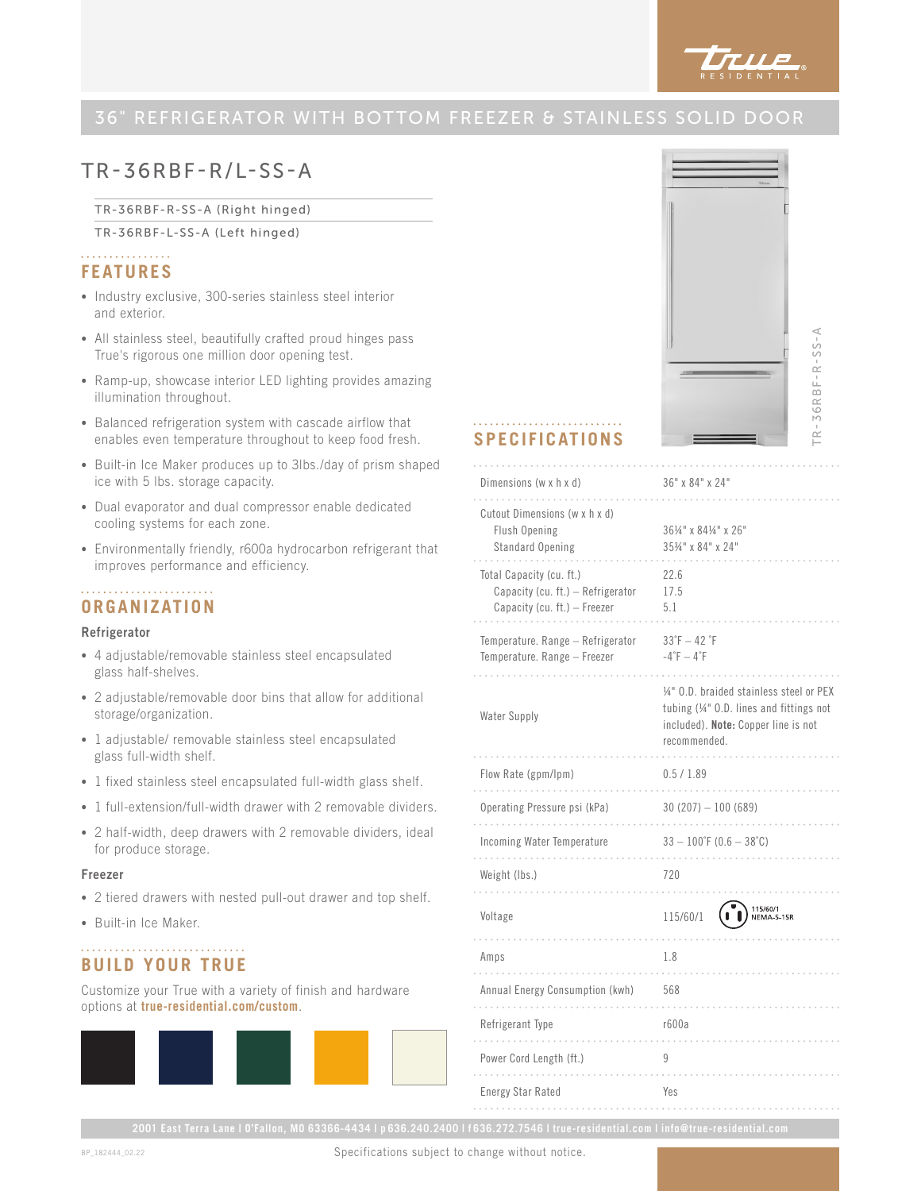# 36" REFRIGERATOR WITH BOTTOM FREEZER & STAINLESS SOLID DOOR

## TR-36RBF-R/L-SS-A

TR-36RBF-R-SS-A (Right hinged)

TR-36RBF-L-SS-A (Left hinged)

## FEATURES

- Industry exclusive, 300-series stainless steel interior and exterior.
- All stainless steel, beautifully crafted proud hinges pass True's rigorous one million door opening test.
- Ramp-up, showcase interior LED lighting provides amazing illumination throughout.
- Balanced refrigeration system with cascade airflow that enables even temperature throughout to keep food fresh.
- Built-in Ice Maker produces up to 3lbs./day of prism shaped ice with 5 lbs. storage capacity.
- Dual evaporator and dual compressor enable dedicated cooling systems for each zone.
- Environmentally friendly, r600a hydrocarbon refrigerant that improves performance and efficiency.

## ORGANIZATION

### Refrigerator

- 4 adjustable/removable stainless steel encapsulated glass half-shelves.
- 2 adjustable/removable door bins that allow for additional storage/organization.
- 1 adjustable/ removable stainless steel encapsulated glass full-width shelf.
- 1 fixed stainless steel encapsulated full-width glass shelf.
- 1 full-extension/full-width drawer with 2 removable dividers.
- 2 half-width, deep drawers with 2 removable dividers, ideal for produce storage.

### Freezer

- 2 tiered drawers with nested pull-out drawer and top shelf.
- Built-in Ice Maker.

## BUILD YOUR TRUE

Customize your True with a variety of finish and hardware options at **true-residential.com/custom**.

## SPECIFICATIONS

| | |
|---|---|
| Dimensions (w x h x d) | 36" x 84" x 24" |
| Cutout Dimensions (w x h x d) | |
| Flush Opening | 36¼" x 84¼" x 26" |
| Standard Opening | 35¾" x 84" x 24" |
| Total Capacity (cu. ft.) | 22.6 |
| Capacity (cu. ft.) – Refrigerator | 17.5 |
| Capacity (cu. ft.) – Freezer | 5.1 |
| Temperature. Range – Refrigerator | 33˚F – 42 ˚F |
| Temperature. Range – Freezer | -4˚F – 4˚F |
| Water Supply | ¼" O.D. braided stainless steel or PEX tubing (¼" O.D. lines and fittings not included). **Note:** Copper line is not recommended. |
| Flow Rate (gpm/lpm) | 0.5 / 1.89 |
| Operating Pressure psi (kPa) | 30 (207) – 100 (689) |
| Incoming Water Temperature | 33 – 100˚F (0.6 – 38˚C) |
| Weight (lbs.) | 720 |
| Voltage | 115/60/1 (115/60/1 NEMA-5-15R) |
| Amps | 1.8 |
| Annual Energy Consumption (kwh) | 568 |
| Refrigerant Type | r600a |
| Power Cord Length (ft.) | 9 |
| Energy Star Rated | Yes |

2001 East Terra Lane I O'Fallon, MO 63366-4434 I p 636.240.2400 I f 636.272.7546 I true-residential.com I info@true-residential.com

BP_182444_02.22

Specifications subject to change without notice.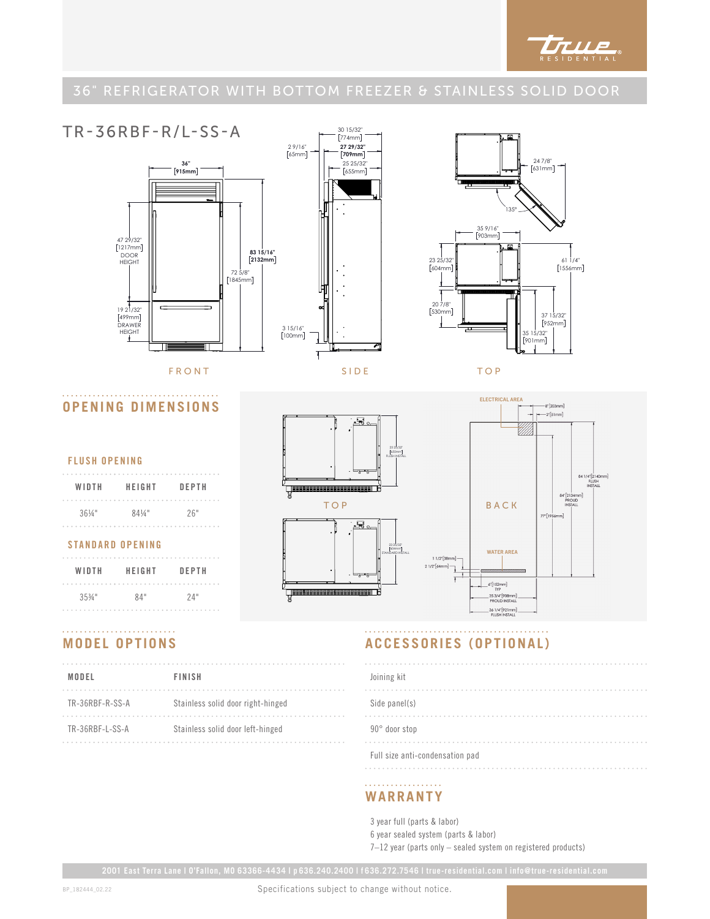# 36" REFRIGERATOR WITH BOTTOM FREEZER & STAINLESS SOLID DOOR

## TR-36RBF-R/L-SS-A

36" [915mm]
47 29/32" [1217mm] DOOR HEIGHT
19 21/32" [499mm] DRAWER HEIGHT
83 15/16" [2132mm]
72 5/8" [1845mm]
FRONT

30 15/32" [774mm]
2 9/16" [65mm]
27 29/32" [709mm]
25 25/32" [655mm]
3 15/16" [100mm]
SIDE

24 7/8" [631mm]
135°
35 9/16" [903mm]
23 25/32" [604mm]
61 1/4" [1556mm]
20 7/8" [530mm]
37 15/32" [952mm]
35 15/32" [901mm]
TOP

## OPENING DIMENSIONS

### FLUSH OPENING

| WIDTH | HEIGHT | DEPTH |
|---|---|---|
| 36¼" | 84¼" | 26" |

### STANDARD OPENING

| WIDTH | HEIGHT | DEPTH |
|---|---|---|
| 35¾" | 84" | 24" |

25 25/32" [655mm] FLUSH INSTALL
TOP
23 25/32" [604mm] STANDARD INSTALL

ELECTRICAL AREA
8" [203mm]
2" [51mm]
BACK
84 1/4" [2140mm] FLUSH INSTALL
84" [2134mm] PROUD INSTALL
77" [1956mm]
WATER AREA
1 1/2" [38mm]
2 1/2" [64mm]
6" [152mm] TYP
35 3/4" [908mm] PROUD INSTALL
36 1/4" [921mm] FLUSH INSTALL

## MODEL OPTIONS

| MODEL | FINISH |
|---|---|
| TR-36RBF-R-SS-A | Stainless solid door right-hinged |
| TR-36RBF-L-SS-A | Stainless solid door left-hinged |

## ACCESSORIES (OPTIONAL)

- Joining kit
- Side panel(s)
- 90° door stop
- Full size anti-condensation pad

## WARRANTY

3 year full (parts & labor)
6 year sealed system (parts & labor)
7–12 year (parts only – sealed system on registered products)

2001 East Terra Lane I O'Fallon, MO 63366-4434 I p 636.240.2400 I f 636.272.7546 I true-residential.com I info@true-residential.com

BP_182444_02.22

Specifications subject to change without notice.